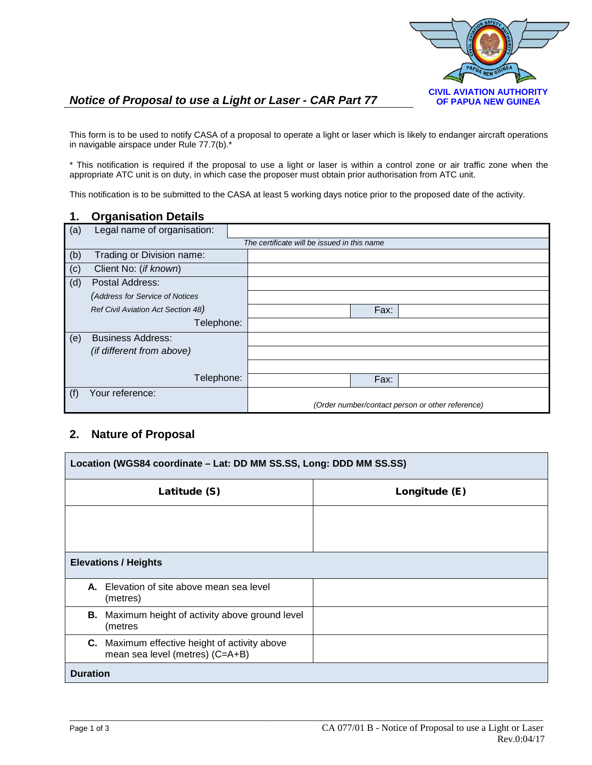**CIVIL AVIATION AUTHORITY OF PAPUA NEW GUINEA**

## *Notice of Proposal to use a Light or Laser - CAR Part 77*

This form is to be used to notify CASA of a proposal to operate a light or laser which is likely to endanger aircraft operations in navigable airspace under Rule 77.7(b).*

* This notification is required if the proposal to use a light or laser is within a control zone or air traffic zone when the appropriate ATC unit is on duty, in which case the proposer must obtain prior authorisation from ATC unit.

This notification is to be submitted to the CASA at least 5 working days notice prior to the proposed date of the activity.

## 1. Organisation Details

| | | | | |
|---|---|---|---|---|
| (a) | Legal name of organisation: | | | |
| | | *The certificate will be issued in this name* | | |
| (b) | Trading or Division name: | | | |
| (c) | Client No: (*if known*) | | | |
| (d) | Postal Address: | | | |
| | *(Address for Service of Notices* | | | |
| | *Ref Civil Aviation Act Section 48)* | | Fax: | |
| | Telephone: | | | |
| (e) | Business Address: | | | |
| | *(if different from above)* | | | |
| | | | | |
| | Telephone: | | Fax: | |
| (f) | Your reference: | *(Order number/contact person or other reference)* | | |

## 2. Nature of Proposal

| **Location (WGS84 coordinate – Lat: DD MM SS.SS, Long: DDD MM SS.SS)** | |
|---|---|
| **Latitude (S)** | **Longitude (E)** |
| | |
| **Elevations / Heights** | |
| **A.** Elevation of site above mean sea level (metres) | |
| **B.** Maximum height of activity above ground level (metres | |
| **C.** Maximum effective height of activity above mean sea level (metres) (C=A+B) | |
| **Duration** | |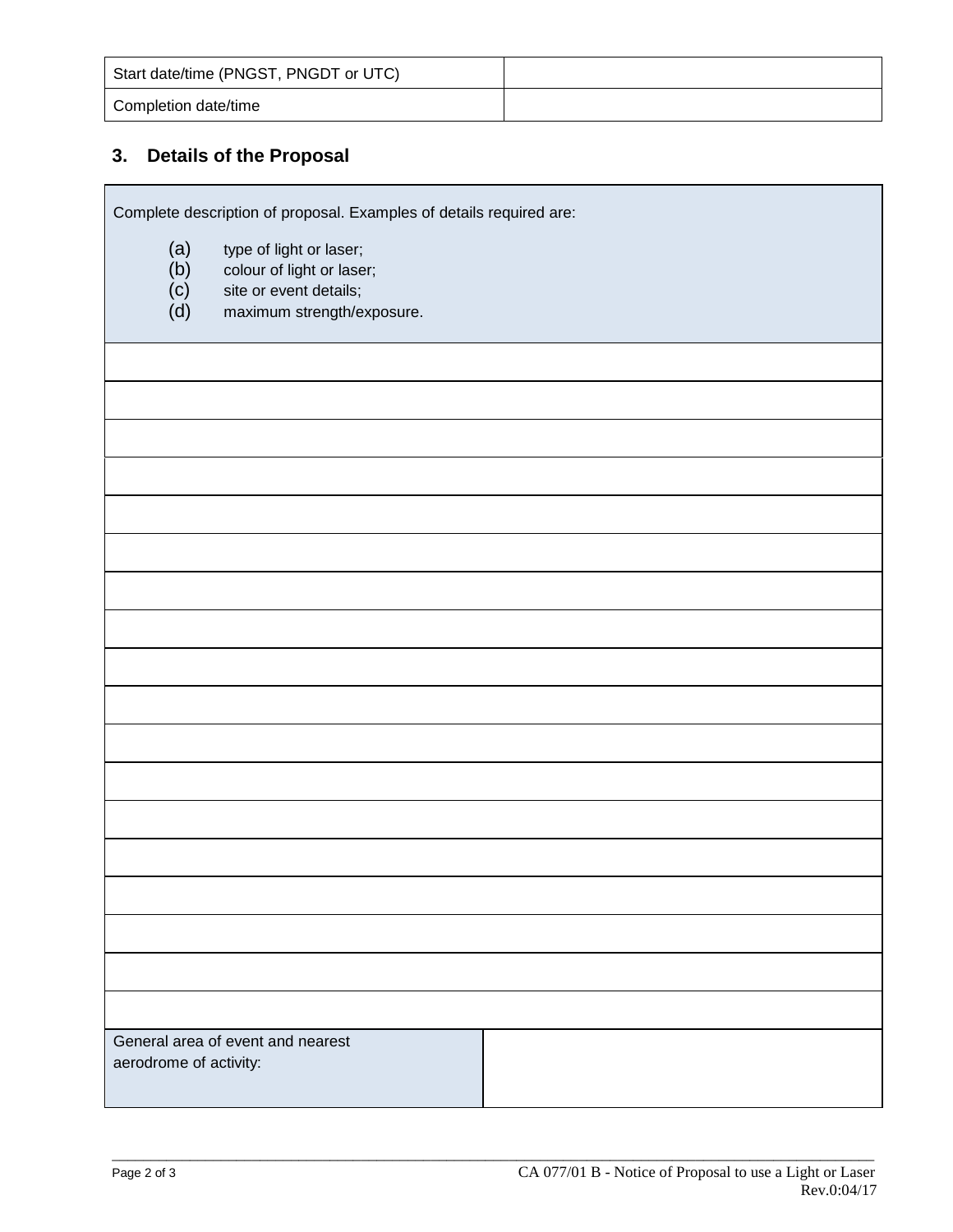| Start date/time (PNGST, PNGDT or UTC) | |
| --- | --- |
| Completion date/time | |

## 3. Details of the Proposal

| Complete description of proposal. Examples of details required are:<br><br>(a) type of light or laser;<br>(b) colour of light or laser;<br>(c) site or event details;<br>(d) maximum strength/exposure. | |
| --- | --- |
| | |
| | |
| | |
| | |
| | |
| | |
| | |
| | |
| | |
| | |
| | |
| | |
| | |
| | |
| | |
| | |
| | |
| | |
| General area of event and nearest aerodrome of activity: | |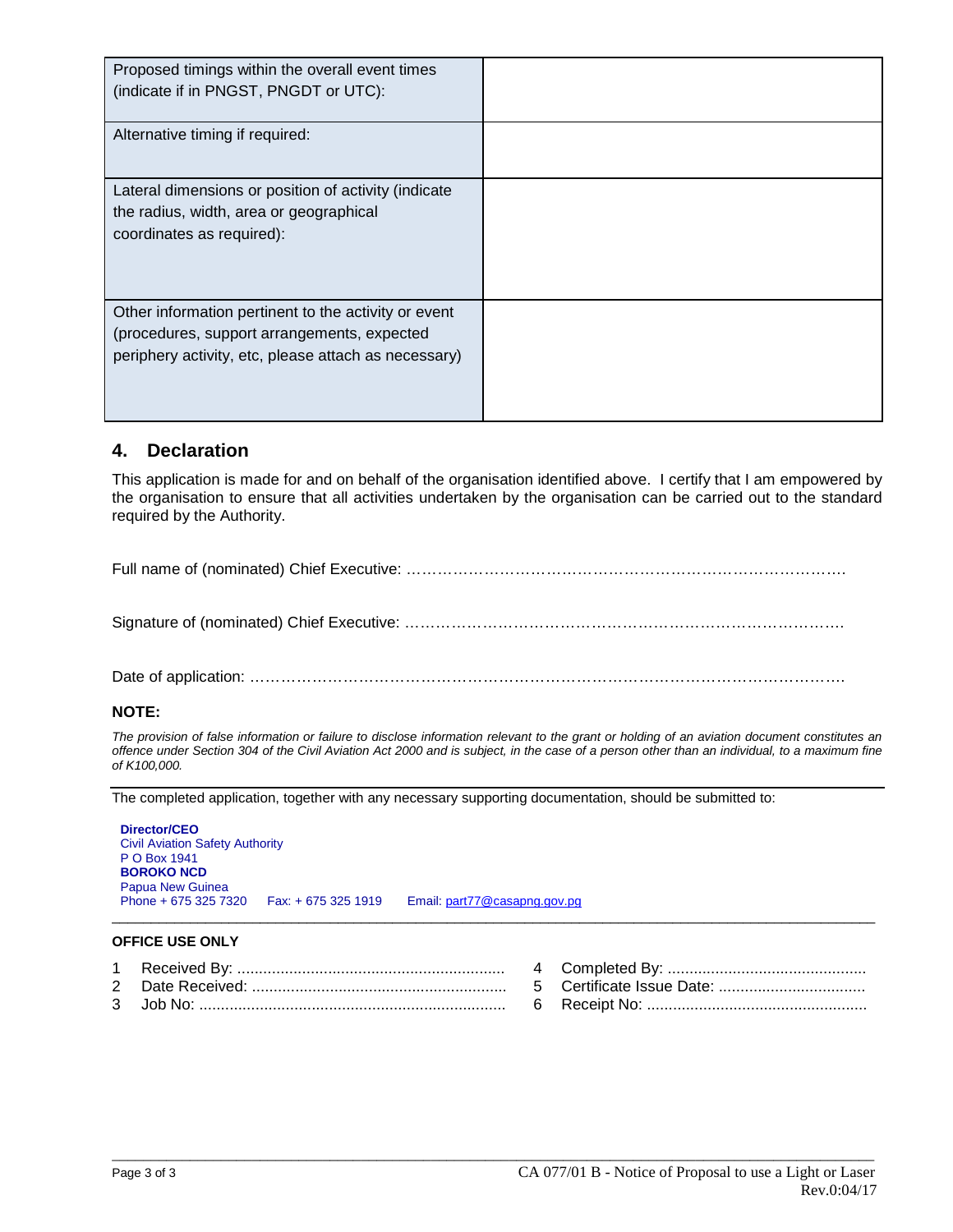| | |
|---|---|
| Proposed timings within the overall event times (indicate if in PNGST, PNGDT or UTC): | |
| Alternative timing if required: | |
| Lateral dimensions or position of activity (indicate the radius, width, area or geographical coordinates as required): | |
| Other information pertinent to the activity or event (procedures, support arrangements, expected periphery activity, etc, please attach as necessary) | |

## 4. Declaration

This application is made for and on behalf of the organisation identified above. I certify that I am empowered by the organisation to ensure that all activities undertaken by the organisation can be carried out to the standard required by the Authority.

Full name of (nominated) Chief Executive: ……………………………………………………………………………….

Signature of (nominated) Chief Executive: ……………………………………………………………………………….

Date of application: ……………………………………………………………………………………………………….

**NOTE:**

*The provision of false information or failure to disclose information relevant to the grant or holding of an aviation document constitutes an offence under Section 304 of the Civil Aviation Act 2000 and is subject, in the case of a person other than an individual, to a maximum fine of K100,000.*

The completed application, together with any necessary supporting documentation, should be submitted to:

**Director/CEO**
Civil Aviation Safety Authority
P O Box 1941
**BOROKO NCD**
Papua New Guinea
Phone + 675 325 7320    Fax: + 675 325 1919    Email: part77@casapng.gov.pg

**OFFICE USE ONLY**

1 Received By: .............................................................
2 Date Received: ...........................................................
3 Job No: .......................................................................
4 Completed By: .............................................
5 Certificate Issue Date: ..................................
6 Receipt No: ...................................................

CA 077/01 B - Notice of Proposal to use a Light or Laser
Rev.0:04/17